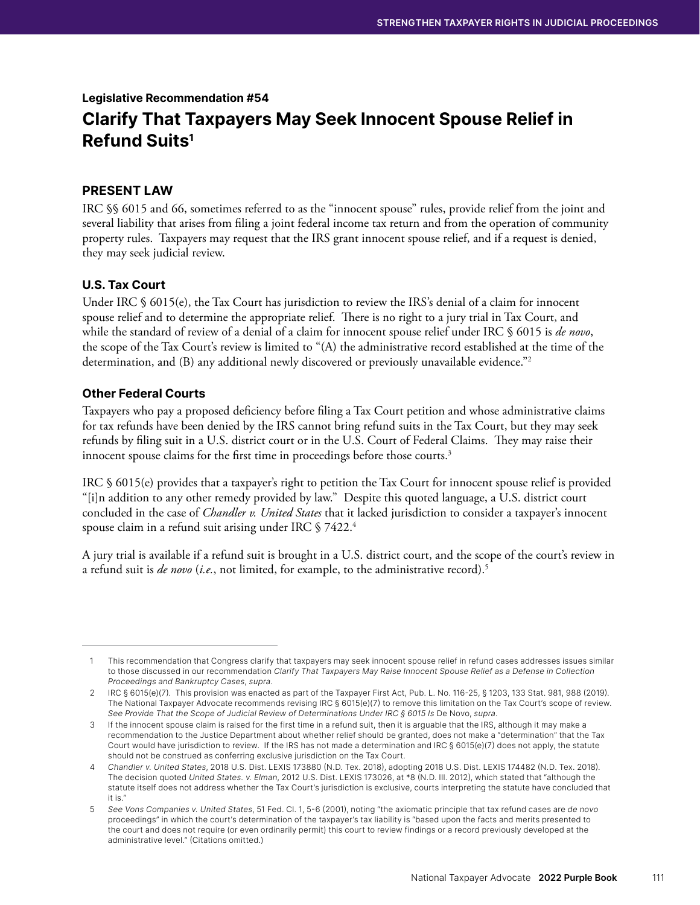### Legislative Recommendation #54

# Clarify That Taxpayers May Seek Innocent Spouse Relief in Refund Suits[1]

## PRESENT LAW

IRC §§ 6015 and 66, sometimes referred to as the "innocent spouse" rules, provide relief from the joint and several liability that arises from filing a joint federal income tax return and from the operation of community property rules. Taxpayers may request that the IRS grant innocent spouse relief, and if a request is denied, they may seek judicial review.

### U.S. Tax Court

Under IRC § 6015(e), the Tax Court has jurisdiction to review the IRS's denial of a claim for innocent spouse relief and to determine the appropriate relief. There is no right to a jury trial in Tax Court, and while the standard of review of a denial of a claim for innocent spouse relief under IRC § 6015 is *de novo*, the scope of the Tax Court's review is limited to "(A) the administrative record established at the time of the determination, and (B) any additional newly discovered or previously unavailable evidence."[2]

### Other Federal Courts

Taxpayers who pay a proposed deficiency before filing a Tax Court petition and whose administrative claims for tax refunds have been denied by the IRS cannot bring refund suits in the Tax Court, but they may seek refunds by filing suit in a U.S. district court or in the U.S. Court of Federal Claims. They may raise their innocent spouse claims for the first time in proceedings before those courts.[3]

IRC § 6015(e) provides that a taxpayer's right to petition the Tax Court for innocent spouse relief is provided "[i]n addition to any other remedy provided by law." Despite this quoted language, a U.S. district court concluded in the case of *Chandler v. United States* that it lacked jurisdiction to consider a taxpayer's innocent spouse claim in a refund suit arising under IRC § 7422.[4]

A jury trial is available if a refund suit is brought in a U.S. district court, and the scope of the court's review in a refund suit is *de novo* (*i.e.*, not limited, for example, to the administrative record).[5]

---

1 This recommendation that Congress clarify that taxpayers may seek innocent spouse relief in refund cases addresses issues similar to those discussed in our recommendation *Clarify That Taxpayers May Raise Innocent Spouse Relief as a Defense in Collection Proceedings and Bankruptcy Cases*, *supra*.

2 IRC § 6015(e)(7). This provision was enacted as part of the Taxpayer First Act, Pub. L. No. 116-25, § 1203, 133 Stat. 981, 988 (2019). The National Taxpayer Advocate recommends revising IRC § 6015(e)(7) to remove this limitation on the Tax Court's scope of review. *See Provide That the Scope of Judicial Review of Determinations Under IRC § 6015 Is* De Novo, *supra*.

3 If the innocent spouse claim is raised for the first time in a refund suit, then it is arguable that the IRS, although it may make a recommendation to the Justice Department about whether relief should be granted, does not make a "determination" that the Tax Court would have jurisdiction to review. If the IRS has not made a determination and IRC § 6015(e)(7) does not apply, the statute should not be construed as conferring exclusive jurisdiction on the Tax Court.

4 *Chandler v. United States*, 2018 U.S. Dist. LEXIS 173880 (N.D. Tex. 2018), adopting 2018 U.S. Dist. LEXIS 174482 (N.D. Tex. 2018). The decision quoted *United States. v. Elman*, 2012 U.S. Dist. LEXIS 173026, at *8 (N.D. Ill. 2012), which stated that "although the statute itself does not address whether the Tax Court's jurisdiction is exclusive, courts interpreting the statute have concluded that it is."

5 *See Vons Companies v. United States*, 51 Fed. Cl. 1, 5-6 (2001), noting "the axiomatic principle that tax refund cases are *de novo* proceedings" in which the court's determination of the taxpayer's tax liability is "based upon the facts and merits presented to the court and does not require (or even ordinarily permit) this court to review findings or a record previously developed at the administrative level." (Citations omitted.)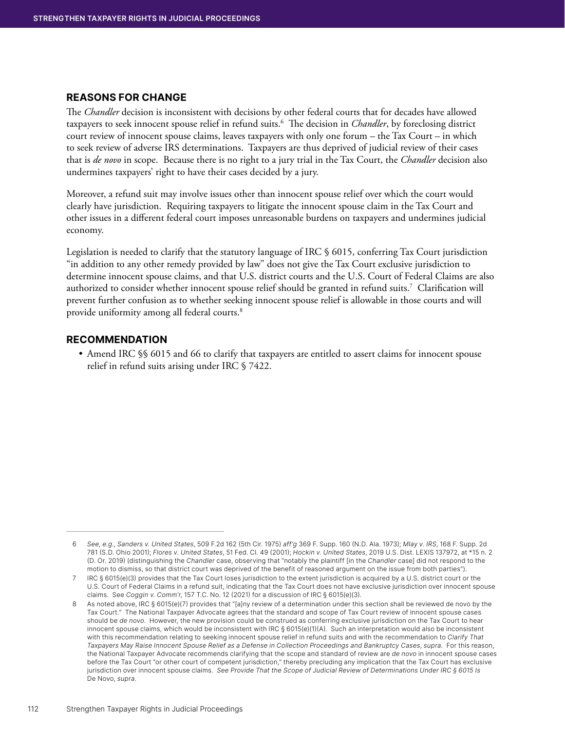## REASONS FOR CHANGE

The *Chandler* decision is inconsistent with decisions by other federal courts that for decades have allowed taxpayers to seek innocent spouse relief in refund suits.[6] The decision in *Chandler*, by foreclosing district court review of innocent spouse claims, leaves taxpayers with only one forum – the Tax Court – in which to seek review of adverse IRS determinations. Taxpayers are thus deprived of judicial review of their cases that is *de novo* in scope. Because there is no right to a jury trial in the Tax Court, the *Chandler* decision also undermines taxpayers' right to have their cases decided by a jury.

Moreover, a refund suit may involve issues other than innocent spouse relief over which the court would clearly have jurisdiction. Requiring taxpayers to litigate the innocent spouse claim in the Tax Court and other issues in a different federal court imposes unreasonable burdens on taxpayers and undermines judicial economy.

Legislation is needed to clarify that the statutory language of IRC § 6015, conferring Tax Court jurisdiction "in addition to any other remedy provided by law" does not give the Tax Court exclusive jurisdiction to determine innocent spouse claims, and that U.S. district courts and the U.S. Court of Federal Claims are also authorized to consider whether innocent spouse relief should be granted in refund suits.[7] Clarification will prevent further confusion as to whether seeking innocent spouse relief is allowable in those courts and will provide uniformity among all federal courts.[8]

## RECOMMENDATION

- Amend IRC §§ 6015 and 66 to clarify that taxpayers are entitled to assert claims for innocent spouse relief in refund suits arising under IRC § 7422.

---

6 *See, e.g.*, *Sanders v. United States*, 509 F.2d 162 (5th Cir. 1975) *aff'g* 369 F. Supp. 160 (N.D. Ala. 1973); *Mlay v. IRS*, 168 F. Supp. 2d 781 (S.D. Ohio 2001); *Flores v. United States*, 51 Fed. Cl. 49 (2001); *Hockin v. United States*, 2019 U.S. Dist. LEXIS 137972, at *15 n. 2 (D. Or. 2019) (distinguishing the *Chandler* case, observing that "notably the plaintiff [in the *Chandler* case] did not respond to the motion to dismiss, so that district court was deprived of the benefit of reasoned argument on the issue from both parties").

7 IRC § 6015(e)(3) provides that the Tax Court loses jurisdiction to the extent jurisdiction is acquired by a U.S. district court or the U.S. Court of Federal Claims in a refund suit, indicating that the Tax Court does not have exclusive jurisdiction over innocent spouse claims. See *Coggin v. Comm'r*, 157 T.C. No. 12 (2021) for a discussion of IRC § 6015(e)(3).

8 As noted above, IRC § 6015(e)(7) provides that "[a]ny review of a determination under this section shall be reviewed de novo by the Tax Court." The National Taxpayer Advocate agrees that the standard and scope of Tax Court review of innocent spouse cases should be *de novo*. However, the new provision could be construed as conferring exclusive jurisdiction on the Tax Court to hear innocent spouse claims, which would be inconsistent with IRC § 6015(e)(1)(A). Such an interpretation would also be inconsistent with this recommendation relating to seeking innocent spouse relief in refund suits and with the recommendation to *Clarify That Taxpayers May Raise Innocent Spouse Relief as a Defense in Collection Proceedings and Bankruptcy Cases*, *supra*. For this reason, the National Taxpayer Advocate recommends clarifying that the scope and standard of review are *de novo* in innocent spouse cases before the Tax Court "or other court of competent jurisdiction," thereby precluding any implication that the Tax Court has exclusive jurisdiction over innocent spouse claims. *See Provide That the Scope of Judicial Review of Determinations Under IRC § 6015 Is* De Novo, *supra*.